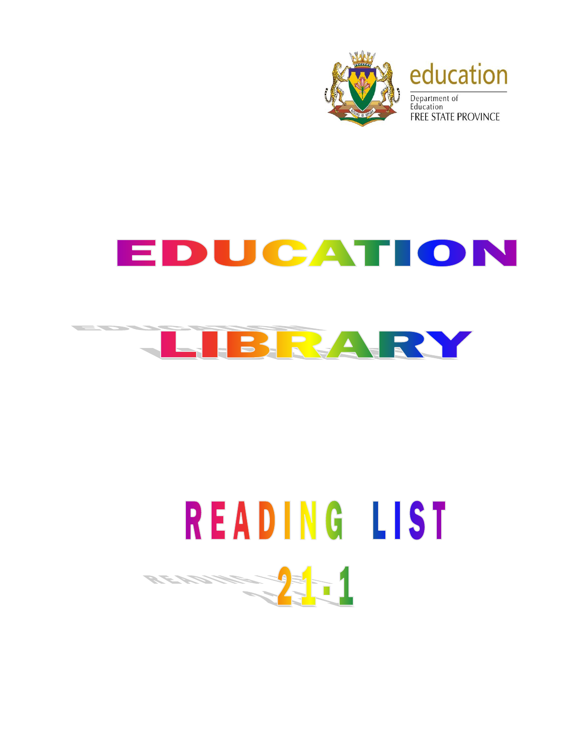education

Department of Education
FREE STATE PROVINCE

# EDUCATION

# LIBRARY

# READING LIST

# 21-1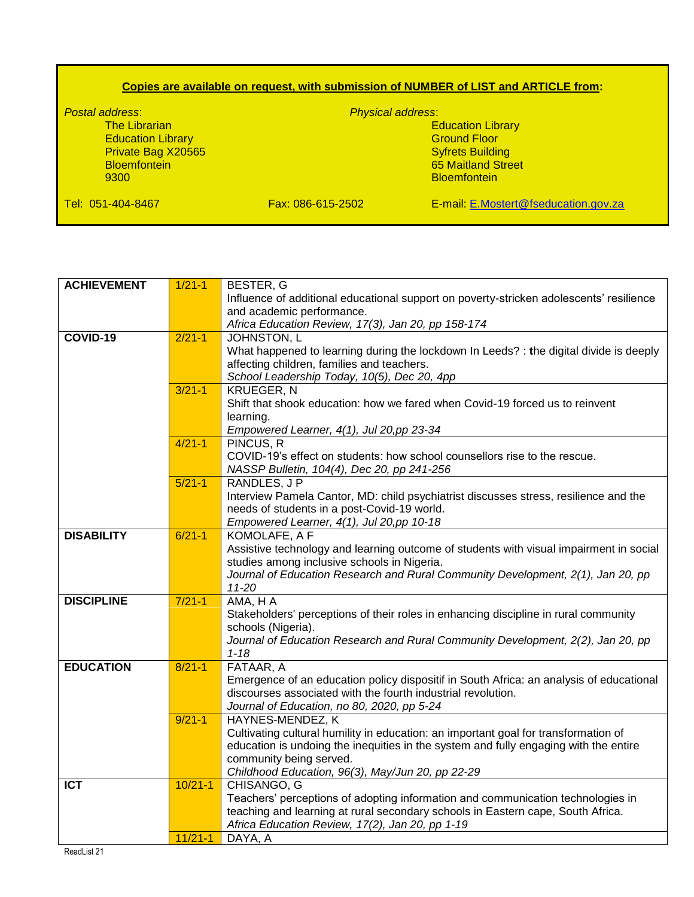**Copies are available on request, with submission of NUMBER of LIST and ARTICLE from:**

*Postal address*:
The Librarian
Education Library
Private Bag X20565
Bloemfontein
9300

*Physical address*:
Education Library
Ground Floor
Syfrets Building
65 Maitland Street
Bloemfontein

Tel: 051-404-8467 Fax: 086-615-2502 E-mail: E.Mostert@fseducation.gov.za

| | | |
|---|---|---|
| **ACHIEVEMENT** | 1/21-1 | BESTER, G<br>Influence of additional educational support on poverty-stricken adolescents' resilience and academic performance.<br>*Africa Education Review, 17(3), Jan 20, pp 158-174* |
| **COVID-19** | 2/21-1 | JOHNSTON, L<br>What happened to learning during the lockdown In Leeds? : the digital divide is deeply affecting children, families and teachers.<br>*School Leadership Today, 10(5), Dec 20, 4pp* |
| | 3/21-1 | KRUEGER, N<br>Shift that shook education: how we fared when Covid-19 forced us to reinvent learning.<br>*Empowered Learner, 4(1), Jul 20,pp 23-34* |
| | 4/21-1 | PINCUS, R<br>COVID-19's effect on students: how school counsellors rise to the rescue.<br>*NASSP Bulletin, 104(4), Dec 20, pp 241-256* |
| | 5/21-1 | RANDLES, J P<br>Interview Pamela Cantor, MD: child psychiatrist discusses stress, resilience and the needs of students in a post-Covid-19 world.<br>*Empowered Learner, 4(1), Jul 20,pp 10-18* |
| **DISABILITY** | 6/21-1 | KOMOLAFE, A F<br>Assistive technology and learning outcome of students with visual impairment in social studies among inclusive schools in Nigeria.<br>*Journal of Education Research and Rural Community Development, 2(1), Jan 20, pp 11-20* |
| **DISCIPLINE** | 7/21-1 | AMA, H A<br>Stakeholders' perceptions of their roles in enhancing discipline in rural community schools (Nigeria).<br>*Journal of Education Research and Rural Community Development, 2(2), Jan 20, pp 1-18* |
| **EDUCATION** | 8/21-1 | FATAAR, A<br>Emergence of an education policy dispositif in South Africa: an analysis of educational discourses associated with the fourth industrial revolution.<br>*Journal of Education, no 80, 2020, pp 5-24* |
| | 9/21-1 | HAYNES-MENDEZ, K<br>Cultivating cultural humility in education: an important goal for transformation of education is undoing the inequities in the system and fully engaging with the entire community being served.<br>*Childhood Education, 96(3), May/Jun 20, pp 22-29* |
| **ICT** | 10/21-1 | CHISANGO, G<br>Teachers' perceptions of adopting information and communication technologies in teaching and learning at rural secondary schools in Eastern cape, South Africa.<br>*Africa Education Review, 17(2), Jan 20, pp 1-19* |
| | 11/21-1 | DAYA, A |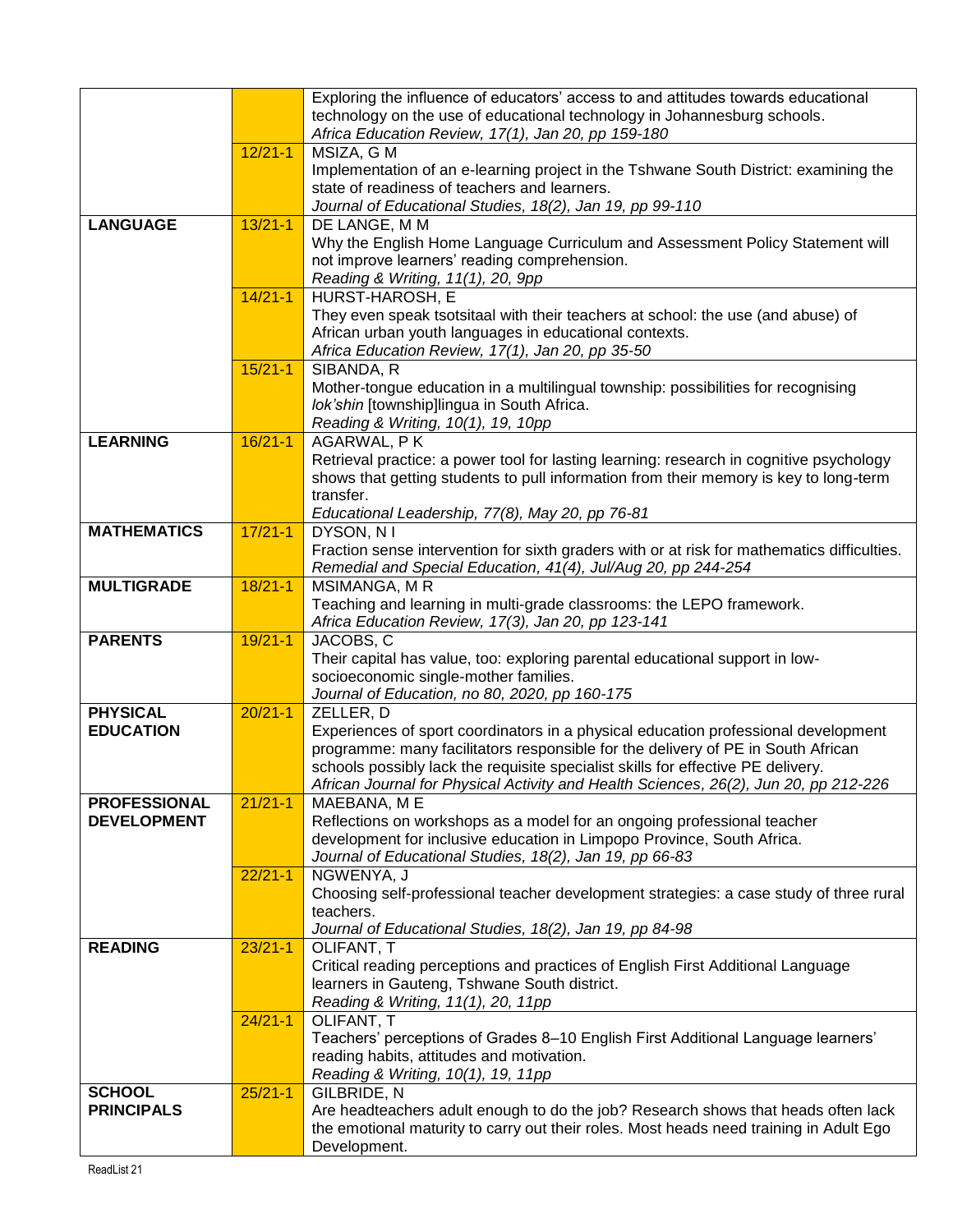| | | |
|---|---|---|
| | | Exploring the influence of educators' access to and attitudes towards educational technology on the use of educational technology in Johannesburg schools.<br>*Africa Education Review, 17(1), Jan 20, pp 159-180* |
| | 12/21-1 | MSIZA, G M<br>Implementation of an e-learning project in the Tshwane South District: examining the state of readiness of teachers and learners.<br>*Journal of Educational Studies, 18(2), Jan 19, pp 99-110* |
| **LANGUAGE** | 13/21-1 | DE LANGE, M M<br>Why the English Home Language Curriculum and Assessment Policy Statement will not improve learners' reading comprehension.<br>*Reading & Writing, 11(1), 20, 9pp* |
| | 14/21-1 | HURST-HAROSH, E<br>They even speak tsotsitaal with their teachers at school: the use (and abuse) of African urban youth languages in educational contexts.<br>*Africa Education Review, 17(1), Jan 20, pp 35-50* |
| | 15/21-1 | SIBANDA, R<br>Mother-tongue education in a multilingual township: possibilities for recognising *lok'shin* [township]lingua in South Africa.<br>*Reading & Writing, 10(1), 19, 10pp* |
| **LEARNING** | 16/21-1 | AGARWAL, P K<br>Retrieval practice: a power tool for lasting learning: research in cognitive psychology shows that getting students to pull information from their memory is key to long-term transfer.<br>*Educational Leadership, 77(8), May 20, pp 76-81* |
| **MATHEMATICS** | 17/21-1 | DYSON, N I<br>Fraction sense intervention for sixth graders with or at risk for mathematics difficulties.<br>*Remedial and Special Education, 41(4), Jul/Aug 20, pp 244-254* |
| **MULTIGRADE** | 18/21-1 | MSIMANGA, M R<br>Teaching and learning in multi-grade classrooms: the LEPO framework.<br>*Africa Education Review, 17(3), Jan 20, pp 123-141* |
| **PARENTS** | 19/21-1 | JACOBS, C<br>Their capital has value, too: exploring parental educational support in low-socioeconomic single-mother families.<br>*Journal of Education, no 80, 2020, pp 160-175* |
| **PHYSICAL EDUCATION** | 20/21-1 | ZELLER, D<br>Experiences of sport coordinators in a physical education professional development programme: many facilitators responsible for the delivery of PE in South African schools possibly lack the requisite specialist skills for effective PE delivery.<br>*African Journal for Physical Activity and Health Sciences, 26(2), Jun 20, pp 212-226* |
| **PROFESSIONAL DEVELOPMENT** | 21/21-1 | MAEBANA, M E<br>Reflections on workshops as a model for an ongoing professional teacher development for inclusive education in Limpopo Province, South Africa.<br>*Journal of Educational Studies, 18(2), Jan 19, pp 66-83* |
| | 22/21-1 | NGWENYA, J<br>Choosing self-professional teacher development strategies: a case study of three rural teachers.<br>*Journal of Educational Studies, 18(2), Jan 19, pp 84-98* |
| **READING** | 23/21-1 | OLIFANT, T<br>Critical reading perceptions and practices of English First Additional Language learners in Gauteng, Tshwane South district.<br>*Reading & Writing, 11(1), 20, 11pp* |
| | 24/21-1 | OLIFANT, T<br>Teachers' perceptions of Grades 8–10 English First Additional Language learners' reading habits, attitudes and motivation.<br>*Reading & Writing, 10(1), 19, 11pp* |
| **SCHOOL PRINCIPALS** | 25/21-1 | GILBRIDE, N<br>Are headteachers adult enough to do the job? Research shows that heads often lack the emotional maturity to carry out their roles. Most heads need training in Adult Ego Development. |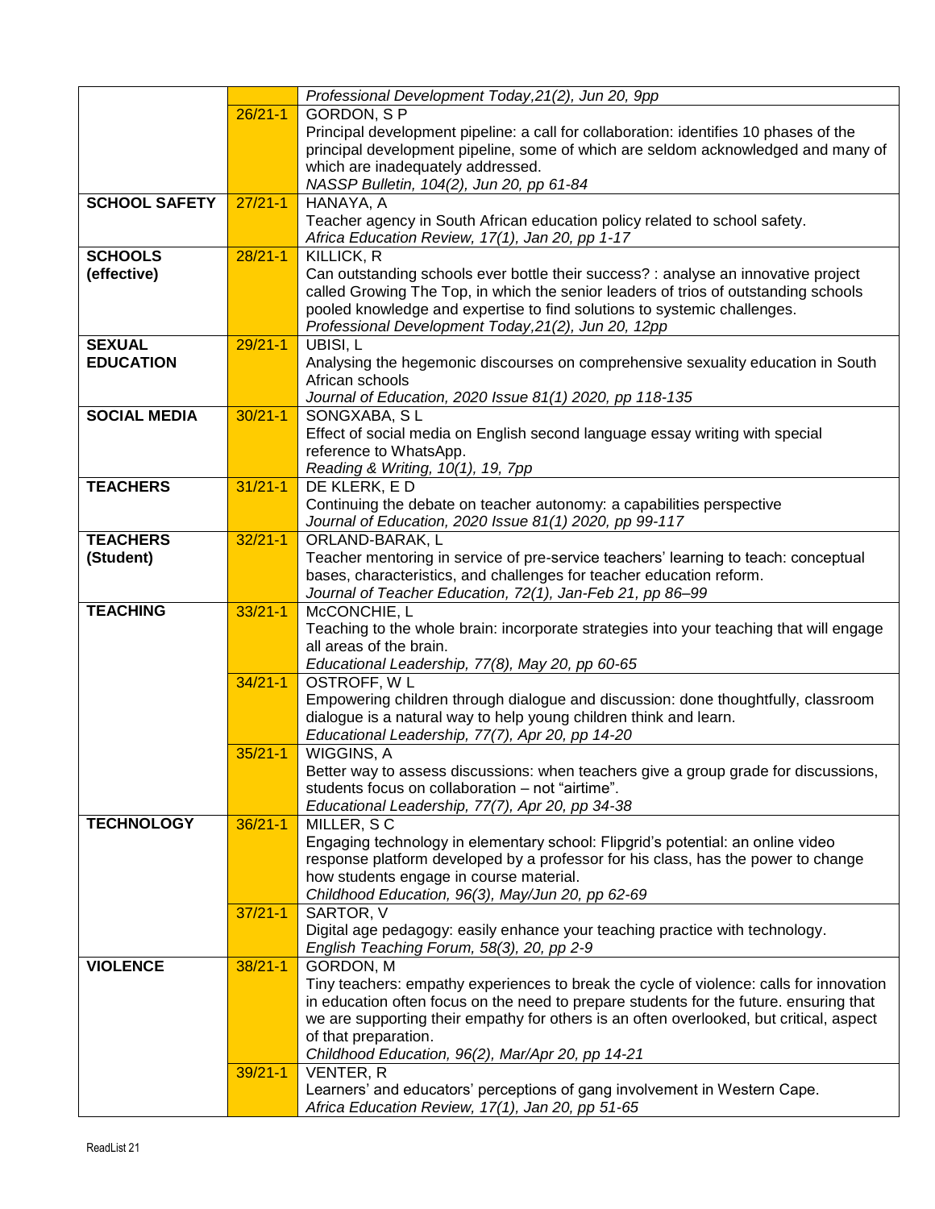| | | |
|---|---|---|
| | | *Professional Development Today,21(2), Jun 20, 9pp* |
| | 26/21-1 | GORDON, S P<br>Principal development pipeline: a call for collaboration: identifies 10 phases of the principal development pipeline, some of which are seldom acknowledged and many of which are inadequately addressed.<br>*NASSP Bulletin, 104(2), Jun 20, pp 61-84* |
| **SCHOOL SAFETY** | 27/21-1 | HANAYA, A<br>Teacher agency in South African education policy related to school safety.<br>*Africa Education Review, 17(1), Jan 20, pp 1-17* |
| **SCHOOLS (effective)** | 28/21-1 | KILLICK, R<br>Can outstanding schools ever bottle their success? : analyse an innovative project called Growing The Top, in which the senior leaders of trios of outstanding schools pooled knowledge and expertise to find solutions to systemic challenges.<br>*Professional Development Today,21(2), Jun 20, 12pp* |
| **SEXUAL EDUCATION** | 29/21-1 | UBISI, L<br>Analysing the hegemonic discourses on comprehensive sexuality education in South African schools<br>*Journal of Education, 2020 Issue 81(1) 2020, pp 118-135* |
| **SOCIAL MEDIA** | 30/21-1 | SONGXABA, S L<br>Effect of social media on English second language essay writing with special reference to WhatsApp.<br>*Reading & Writing, 10(1), 19, 7pp* |
| **TEACHERS** | 31/21-1 | DE KLERK, E D<br>Continuing the debate on teacher autonomy: a capabilities perspective<br>*Journal of Education, 2020 Issue 81(1) 2020, pp 99-117* |
| **TEACHERS (Student)** | 32/21-1 | ORLAND-BARAK, L<br>Teacher mentoring in service of pre-service teachers' learning to teach: conceptual bases, characteristics, and challenges for teacher education reform.<br>*Journal of Teacher Education, 72(1), Jan-Feb 21, pp 86–99* |
| **TEACHING** | 33/21-1 | McCONCHIE, L<br>Teaching to the whole brain: incorporate strategies into your teaching that will engage all areas of the brain.<br>*Educational Leadership, 77(8), May 20, pp 60-65* |
| | 34/21-1 | OSTROFF, W L<br>Empowering children through dialogue and discussion: done thoughtfully, classroom dialogue is a natural way to help young children think and learn.<br>*Educational Leadership, 77(7), Apr 20, pp 14-20* |
| | 35/21-1 | WIGGINS, A<br>Better way to assess discussions: when teachers give a group grade for discussions, students focus on collaboration – not "airtime".<br>*Educational Leadership, 77(7), Apr 20, pp 34-38* |
| **TECHNOLOGY** | 36/21-1 | MILLER, S C<br>Engaging technology in elementary school: Flipgrid's potential: an online video response platform developed by a professor for his class, has the power to change how students engage in course material.<br>*Childhood Education, 96(3), May/Jun 20, pp 62-69* |
| | 37/21-1 | SARTOR, V<br>Digital age pedagogy: easily enhance your teaching practice with technology.<br>*English Teaching Forum, 58(3), 20, pp 2-9* |
| **VIOLENCE** | 38/21-1 | GORDON, M<br>Tiny teachers: empathy experiences to break the cycle of violence: calls for innovation in education often focus on the need to prepare students for the future. ensuring that we are supporting their empathy for others is an often overlooked, but critical, aspect of that preparation.<br>*Childhood Education, 96(2), Mar/Apr 20, pp 14-21* |
| | 39/21-1 | VENTER, R<br>Learners' and educators' perceptions of gang involvement in Western Cape.<br>*Africa Education Review, 17(1), Jan 20, pp 51-65* |